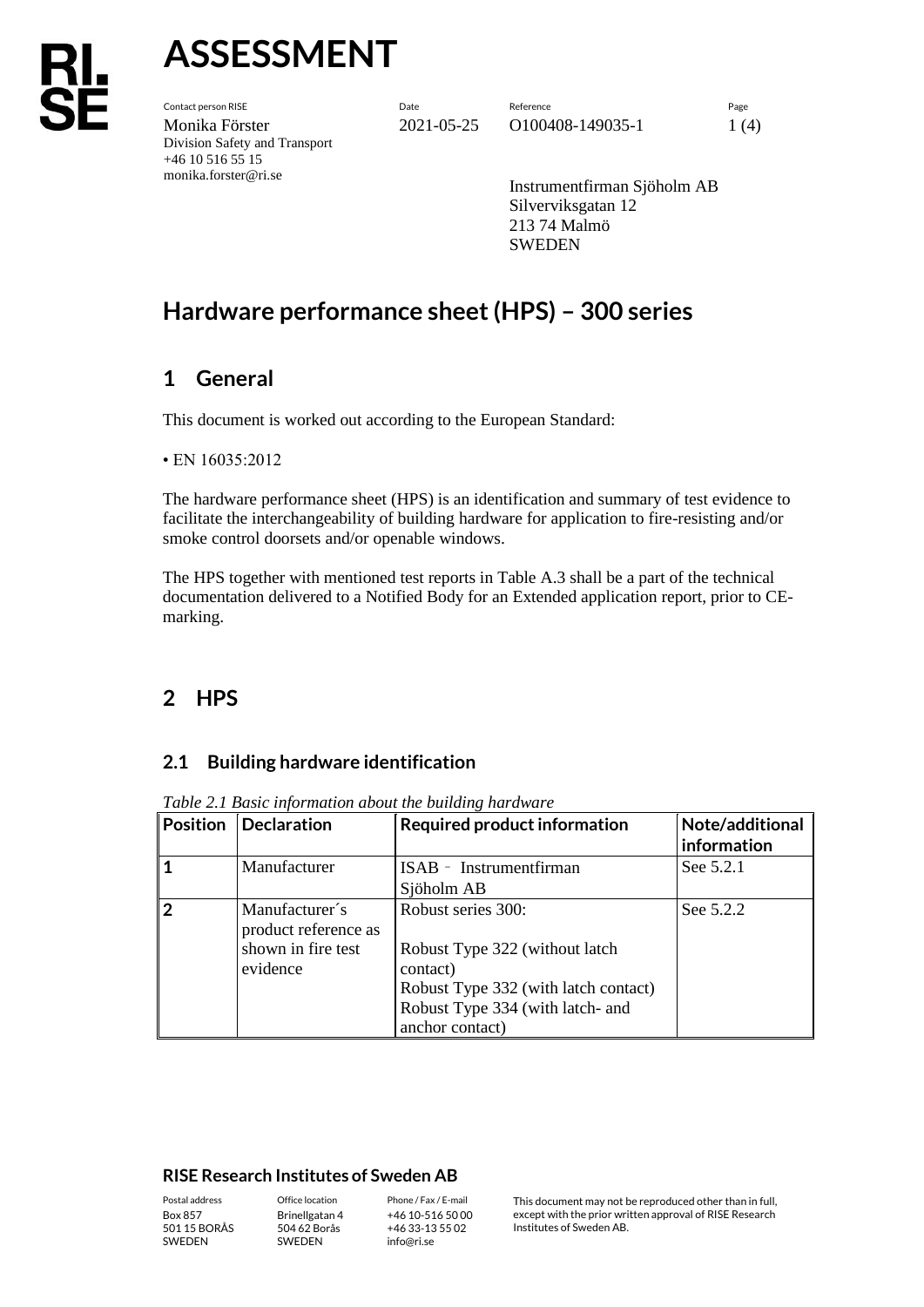# ASSESSMENT

Contact person RISE
Monika Förster
Division Safety and Transport
+46 10 516 55 15
monika.forster@ri.se

Date
2021-05-25

Reference
O100408-149035-1

Instrumentfirman Sjöholm AB
Silverviksgatan 12
213 74 Malmö
SWEDEN

# Hardware performance sheet (HPS) – 300 series

## 1 General

This document is worked out according to the European Standard:

• EN 16035:2012

The hardware performance sheet (HPS) is an identification and summary of test evidence to facilitate the interchangeability of building hardware for application to fire-resisting and/or smoke control doorsets and/or openable windows.

The HPS together with mentioned test reports in Table A.3 shall be a part of the technical documentation delivered to a Notified Body for an Extended application report, prior to CE-marking.

## 2 HPS

### 2.1 Building hardware identification

*Table 2.1 Basic information about the building hardware*

| Position | Declaration | Required product information | Note/additional information |
|---|---|---|---|
| 1 | Manufacturer | ISAB – Instrumentfirman Sjöholm AB | See 5.2.1 |
| 2 | Manufacturer´s product reference as shown in fire test evidence | Robust series 300:<br><br>Robust Type 322 (without latch contact)<br>Robust Type 332 (with latch contact)<br>Robust Type 334 (with latch- and anchor contact) | See 5.2.2 |

**RISE Research Institutes of Sweden AB**

| Postal address | Office location | Phone / Fax / E-mail | |
|---|---|---|---|
| Box 857<br>501 15 BORÅS<br>SWEDEN | Brinellgatan 4<br>504 62 Borås<br>SWEDEN | +46 10-516 50 00<br>+46 33-13 55 02<br>info@ri.se | This document may not be reproduced other than in full, except with the prior written approval of RISE Research Institutes of Sweden AB. |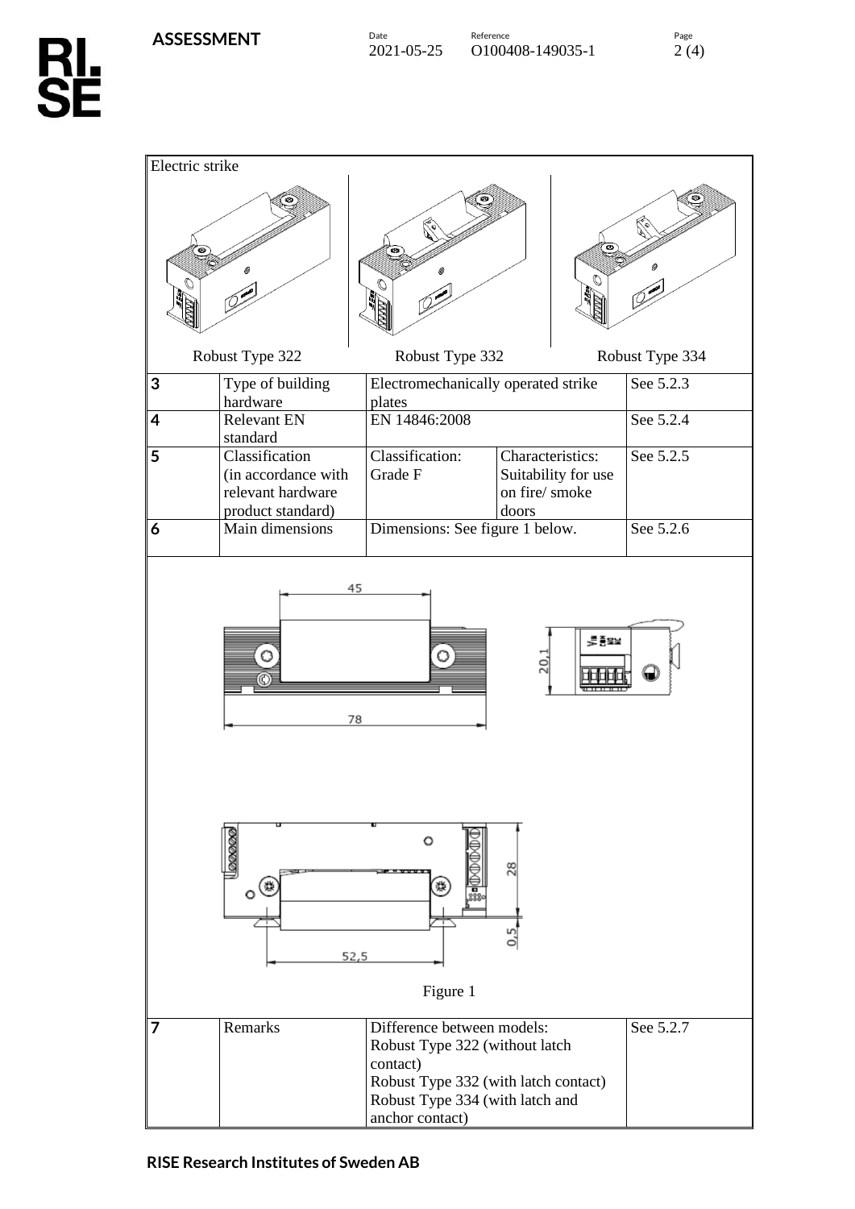| Electric strike | | | | |
|---|---|---|---|---|
| Robust Type 322 | | Robust Type 332 | | Robust Type 334 |
| 3 | Type of building hardware | Electromechanically operated strike plates | | See 5.2.3 |
| 4 | Relevant EN standard | EN 14846:2008 | | See 5.2.4 |
| 5 | Classification (in accordance with relevant hardware product standard) | Classification: Grade F | Characteristics: Suitability for use on fire/ smoke doors | See 5.2.5 |
| 6 | Main dimensions | Dimensions: See figure 1 below. | | See 5.2.6 |

45

78

20,1

28

0,5

52,5

Figure 1

| | | | |
|---|---|---|---|
| 7 | Remarks | Difference between models:<br>Robust Type 322 (without latch contact)<br>Robust Type 332 (with latch contact)<br>Robust Type 334 (with latch and anchor contact) | See 5.2.7 |

**RISE Research Institutes of Sweden AB**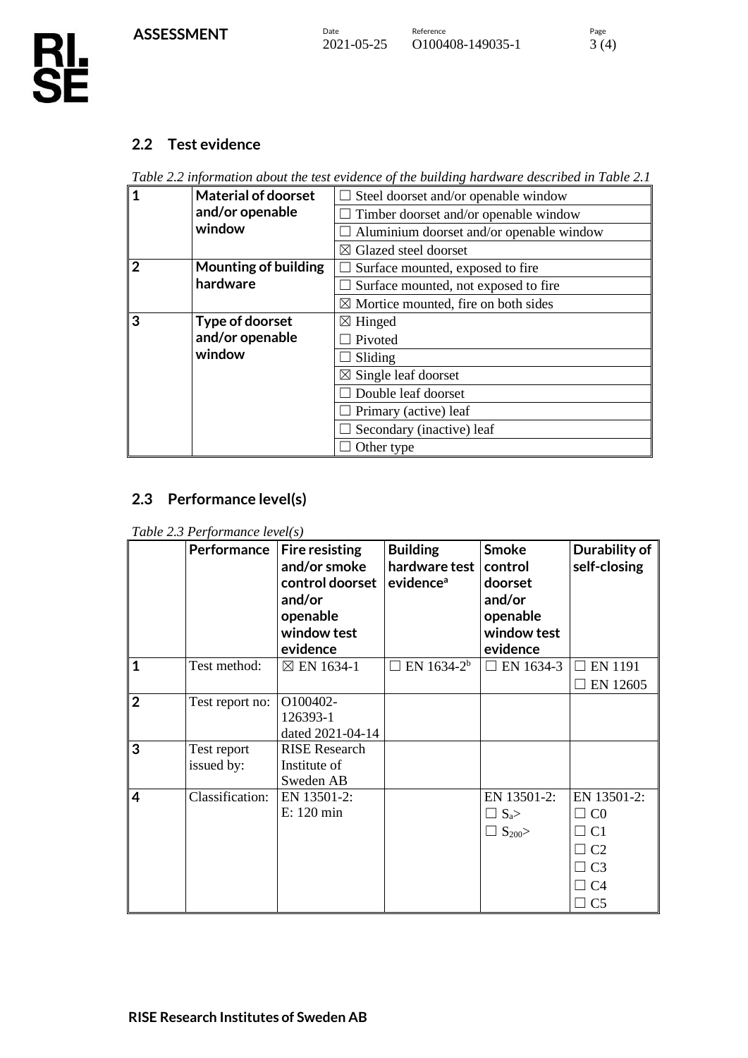## 2.2 Test evidence

*Table 2.2 information about the test evidence of the building hardware described in Table 2.1*

| | | |
|---|---|---|
| **1** | **Material of doorset and/or openable window** | ☐ Steel doorset and/or openable window |
| | | ☐ Timber doorset and/or openable window |
| | | ☐ Aluminium doorset and/or openable window |
| | | ☒ Glazed steel doorset |
| **2** | **Mounting of building hardware** | ☐ Surface mounted, exposed to fire |
| | | ☐ Surface mounted, not exposed to fire |
| | | ☒ Mortice mounted, fire on both sides |
| **3** | **Type of doorset and/or openable window** | ☒ Hinged |
| | | ☐ Pivoted |
| | | ☐ Sliding |
| | | ☒ Single leaf doorset |
| | | ☐ Double leaf doorset |
| | | ☐ Primary (active) leaf |
| | | ☐ Secondary (inactive) leaf |
| | | ☐ Other type |

## 2.3 Performance level(s)

*Table 2.3 Performance level(s)*

| | **Performance** | **Fire resisting and/or smoke control doorset and/or openable window test evidence** | **Building hardware test evidence[a]** | **Smoke control doorset and/or openable window test evidence** | **Durability of self-closing** |
|---|---|---|---|---|---|
| **1** | Test method: | ☒ EN 1634-1 | ☐ EN 1634-2[b] | ☐ EN 1634-3 | ☐ EN 1191<br>☐ EN 12605 |
| **2** | Test report no: | O100402-126393-1 dated 2021-04-14 | | | |
| **3** | Test report issued by: | RISE Research Institute of Sweden AB | | | |
| **4** | Classification: | EN 13501-2: E: 120 min | | EN 13501-2:<br>☐ $S_a$><br>☐ $S_{200}$> | EN 13501-2:<br>☐ C0<br>☐ C1<br>☐ C2<br>☐ C3<br>☐ C4<br>☐ C5 |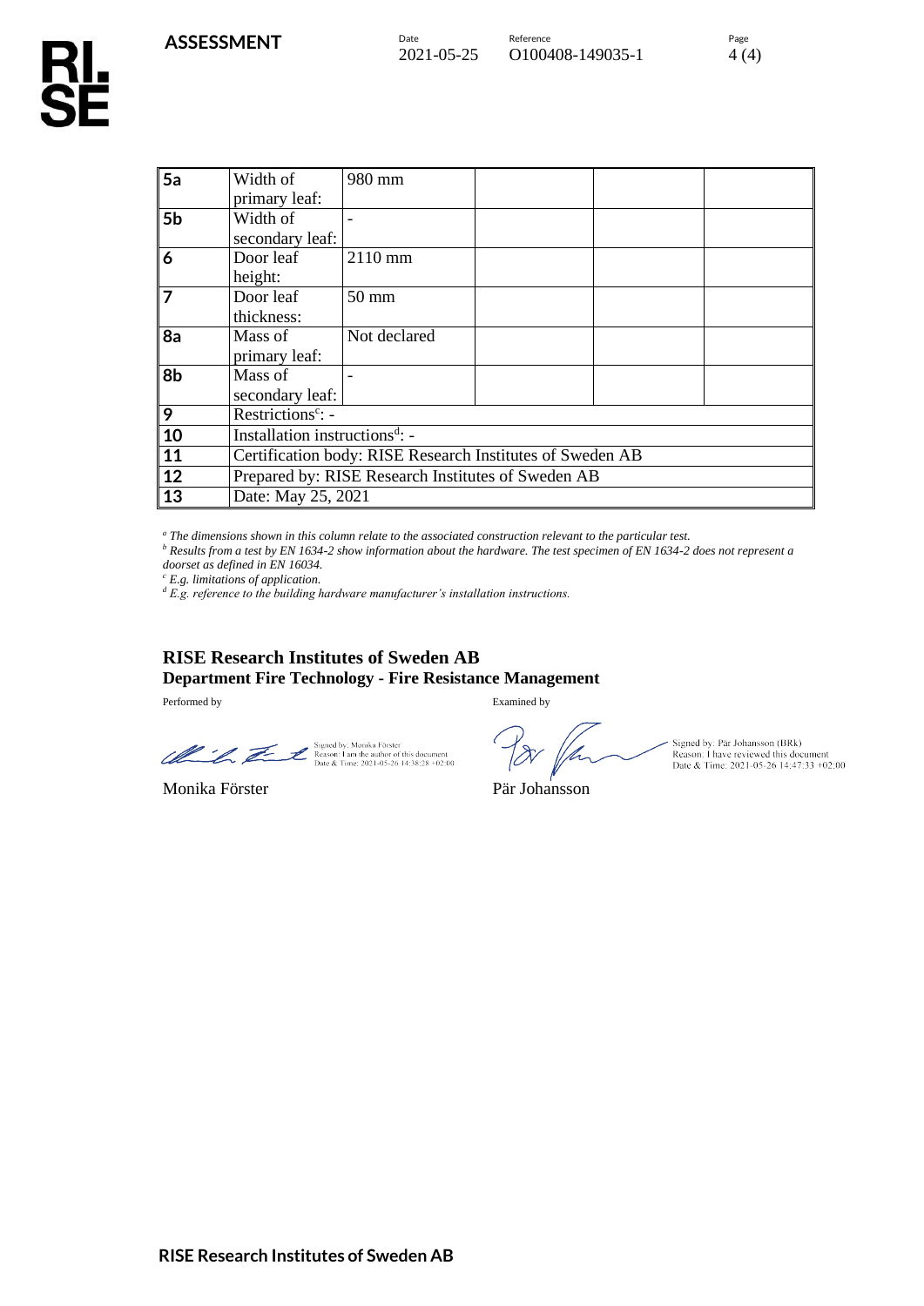| | | | | | |
|---|---|---|---|---|---|
| **5a** | Width of primary leaf: | 980 mm | | | |
| **5b** | Width of secondary leaf: | - | | | |
| **6** | Door leaf height: | 2110 mm | | | |
| **7** | Door leaf thickness: | 50 mm | | | |
| **8a** | Mass of primary leaf: | Not declared | | | |
| **8b** | Mass of secondary leaf: | - | | | |
| **9** | Restrictions[c]: - | | | | |
| **10** | Installation instructions[d]: - | | | | |
| **11** | Certification body: RISE Research Institutes of Sweden AB | | | | |
| **12** | Prepared by: RISE Research Institutes of Sweden AB | | | | |
| **13** | Date: May 25, 2021 | | | | |

*[a] The dimensions shown in this column relate to the associated construction relevant to the particular test.*
*[b] Results from a test by EN 1634-2 show information about the hardware. The test specimen of EN 1634-2 does not represent a doorset as defined in EN 16034.*
*[c] E.g. limitations of application.*
*[d] E.g. reference to the building hardware manufacturer's installation instructions.*

**RISE Research Institutes of Sweden AB**
**Department Fire Technology - Fire Resistance Management**

Performed by

Signed by: Monika Förster
Reason: I am the author of this document
Date & Time: 2021-05-26 14:38:28 +02:00

Monika Förster

Examined by

Signed by: Pär Johansson (BRk)
Reason: I have reviewed this document
Date & Time: 2021-05-26 14:47:33 +02:00

Pär Johansson